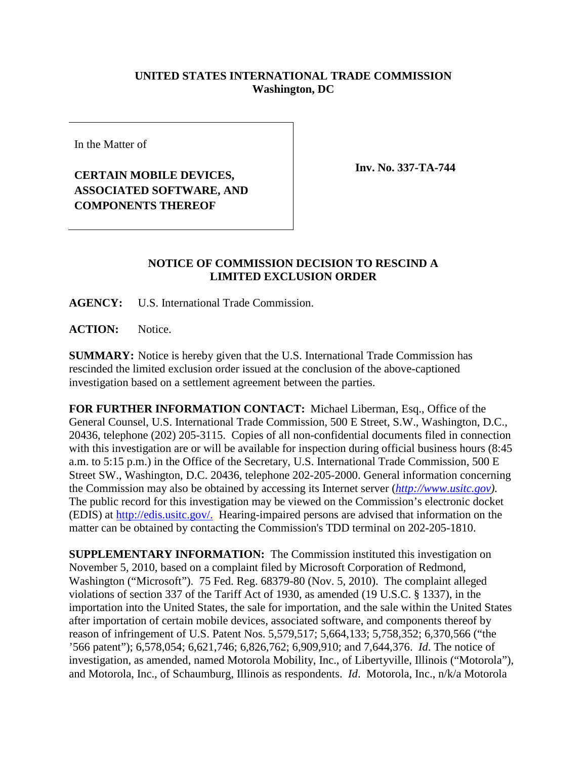**UNITED STATES INTERNATIONAL TRADE COMMISSION**
**Washington, DC**

In the Matter of

**CERTAIN MOBILE DEVICES, ASSOCIATED SOFTWARE, AND COMPONENTS THEREOF**

**Inv. No. 337-TA-744**

**NOTICE OF COMMISSION DECISION TO RESCIND A LIMITED EXCLUSION ORDER**

**AGENCY:** U.S. International Trade Commission.

**ACTION:** Notice.

**SUMMARY:** Notice is hereby given that the U.S. International Trade Commission has rescinded the limited exclusion order issued at the conclusion of the above-captioned investigation based on a settlement agreement between the parties.

**FOR FURTHER INFORMATION CONTACT:** Michael Liberman, Esq., Office of the General Counsel, U.S. International Trade Commission, 500 E Street, S.W., Washington, D.C., 20436, telephone (202) 205-3115. Copies of all non-confidential documents filed in connection with this investigation are or will be available for inspection during official business hours (8:45 a.m. to 5:15 p.m.) in the Office of the Secretary, U.S. International Trade Commission, 500 E Street SW., Washington, D.C. 20436, telephone 202-205-2000. General information concerning the Commission may also be obtained by accessing its Internet server (*http://www.usitc.gov*). The public record for this investigation may be viewed on the Commission's electronic docket (EDIS) at http://edis.usitc.gov/. Hearing-impaired persons are advised that information on the matter can be obtained by contacting the Commission's TDD terminal on 202-205-1810.

**SUPPLEMENTARY INFORMATION:** The Commission instituted this investigation on November 5, 2010, based on a complaint filed by Microsoft Corporation of Redmond, Washington ("Microsoft"). 75 Fed. Reg. 68379-80 (Nov. 5, 2010). The complaint alleged violations of section 337 of the Tariff Act of 1930, as amended (19 U.S.C. § 1337), in the importation into the United States, the sale for importation, and the sale within the United States after importation of certain mobile devices, associated software, and components thereof by reason of infringement of U.S. Patent Nos. 5,579,517; 5,664,133; 5,758,352; 6,370,566 ("the '566 patent"); 6,578,054; 6,621,746; 6,826,762; 6,909,910; and 7,644,376. *Id*. The notice of investigation, as amended, named Motorola Mobility, Inc., of Libertyville, Illinois ("Motorola"), and Motorola, Inc., of Schaumburg, Illinois as respondents. *Id*. Motorola, Inc., n/k/a Motorola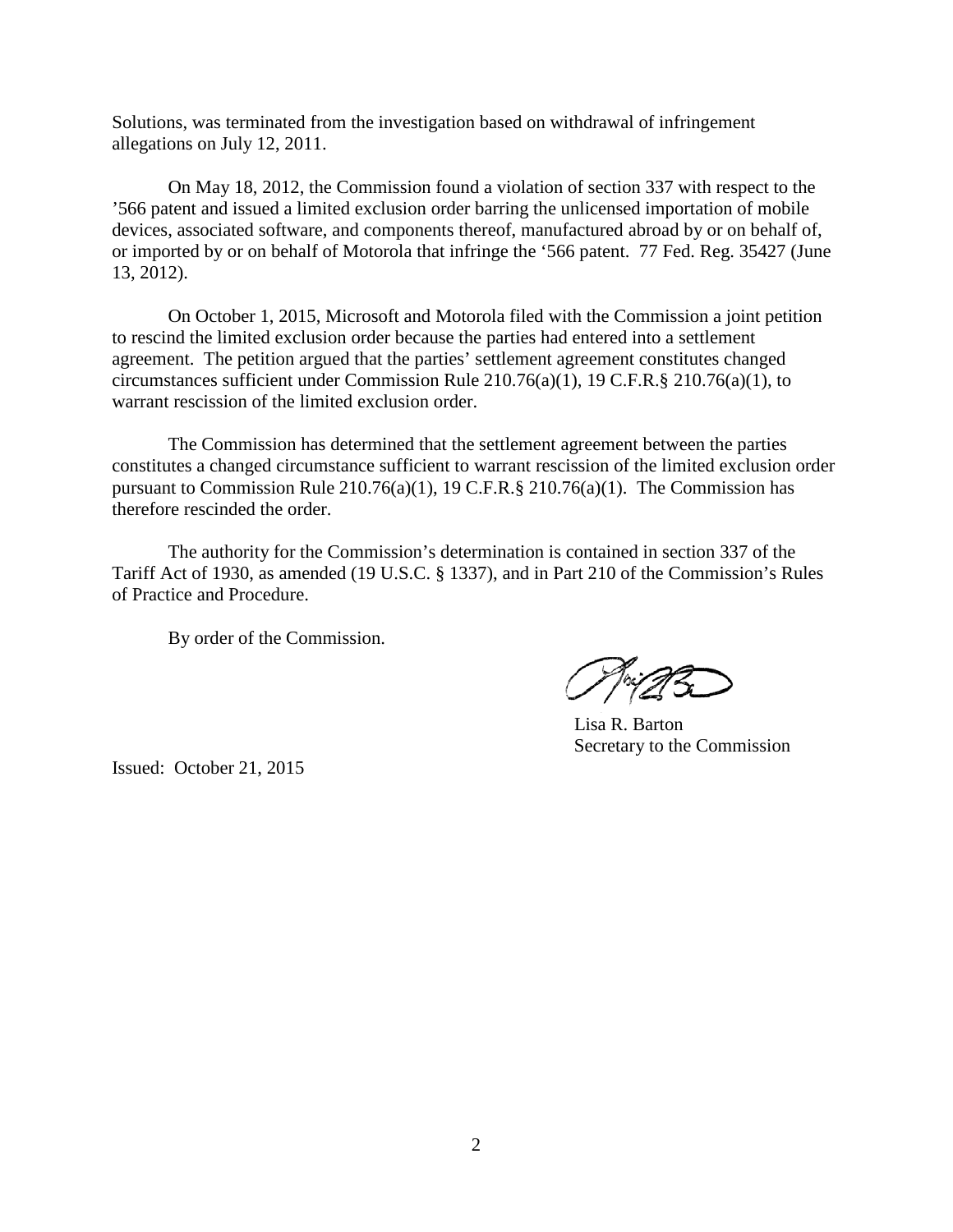Solutions, was terminated from the investigation based on withdrawal of infringement allegations on July 12, 2011.

On May 18, 2012, the Commission found a violation of section 337 with respect to the ’566 patent and issued a limited exclusion order barring the unlicensed importation of mobile devices, associated software, and components thereof, manufactured abroad by or on behalf of, or imported by or on behalf of Motorola that infringe the ‘566 patent. 77 Fed. Reg. 35427 (June 13, 2012).

On October 1, 2015, Microsoft and Motorola filed with the Commission a joint petition to rescind the limited exclusion order because the parties had entered into a settlement agreement. The petition argued that the parties’ settlement agreement constitutes changed circumstances sufficient under Commission Rule 210.76(a)(1), 19 C.F.R.§ 210.76(a)(1), to warrant rescission of the limited exclusion order.

The Commission has determined that the settlement agreement between the parties constitutes a changed circumstance sufficient to warrant rescission of the limited exclusion order pursuant to Commission Rule 210.76(a)(1), 19 C.F.R.§ 210.76(a)(1). The Commission has therefore rescinded the order.

The authority for the Commission’s determination is contained in section 337 of the Tariff Act of 1930, as amended (19 U.S.C. § 1337), and in Part 210 of the Commission’s Rules of Practice and Procedure.

By order of the Commission.

Lisa R. Barton
Secretary to the Commission

Issued: October 21, 2015